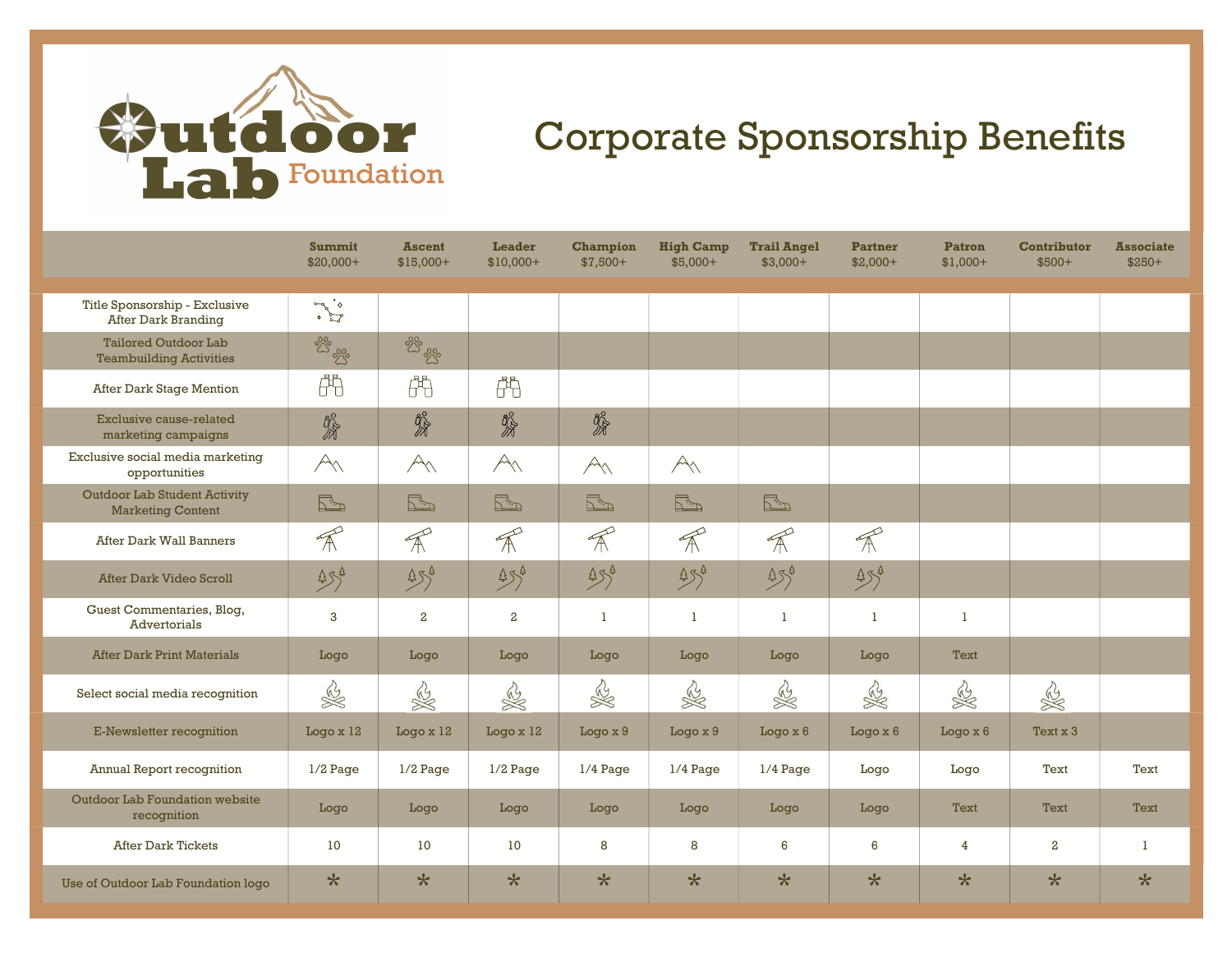# Outdoor Lab Foundation

## Corporate Sponsorship Benefits

| | Summit $20,000+ | Ascent $15,000+ | Leader $10,000+ | Champion $7,500+ | High Camp $5,000+ | Trail Angel $3,000+ | Partner $2,000+ | Patron $1,000+ | Contributor $500+ | Associate $250+ |
|---|---|---|---|---|---|---|---|---|---|---|
| Title Sponsorship - Exclusive After Dark Branding | ✓ | | | | | | | | | |
| Tailored Outdoor Lab Teambuilding Activities | ✓ | ✓ | | | | | | | | |
| After Dark Stage Mention | ✓ | ✓ | ✓ | | | | | | | |
| Exclusive cause-related marketing campaigns | ✓ | ✓ | ✓ | ✓ | | | | | | |
| Exclusive social media marketing opportunities | ✓ | ✓ | ✓ | ✓ | ✓ | | | | | |
| Outdoor Lab Student Activity Marketing Content | ✓ | ✓ | ✓ | ✓ | ✓ | ✓ | | | | |
| After Dark Wall Banners | ✓ | ✓ | ✓ | ✓ | ✓ | ✓ | ✓ | | | |
| After Dark Video Scroll | ✓ | ✓ | ✓ | ✓ | ✓ | ✓ | ✓ | | | |
| Guest Commentaries, Blog, Advertorials | 3 | 2 | 2 | 1 | 1 | 1 | 1 | 1 | | |
| After Dark Print Materials | Logo | Logo | Logo | Logo | Logo | Logo | Logo | Text | | |
| Select social media recognition | ✓ | ✓ | ✓ | ✓ | ✓ | ✓ | ✓ | ✓ | ✓ | |
| E-Newsletter recognition | Logo x 12 | Logo x 12 | Logo x 12 | Logo x 9 | Logo x 9 | Logo x 6 | Logo x 6 | Logo x 6 | Text x 3 | |
| Annual Report recognition | 1/2 Page | 1/2 Page | 1/2 Page | 1/4 Page | 1/4 Page | 1/4 Page | Logo | Logo | Text | Text |
| Outdoor Lab Foundation website recognition | Logo | Logo | Logo | Logo | Logo | Logo | Logo | Text | Text | Text |
| After Dark Tickets | 10 | 10 | 10 | 8 | 8 | 6 | 6 | 4 | 2 | 1 |
| Use of Outdoor Lab Foundation logo | * | * | * | * | * | * | * | * | * | * |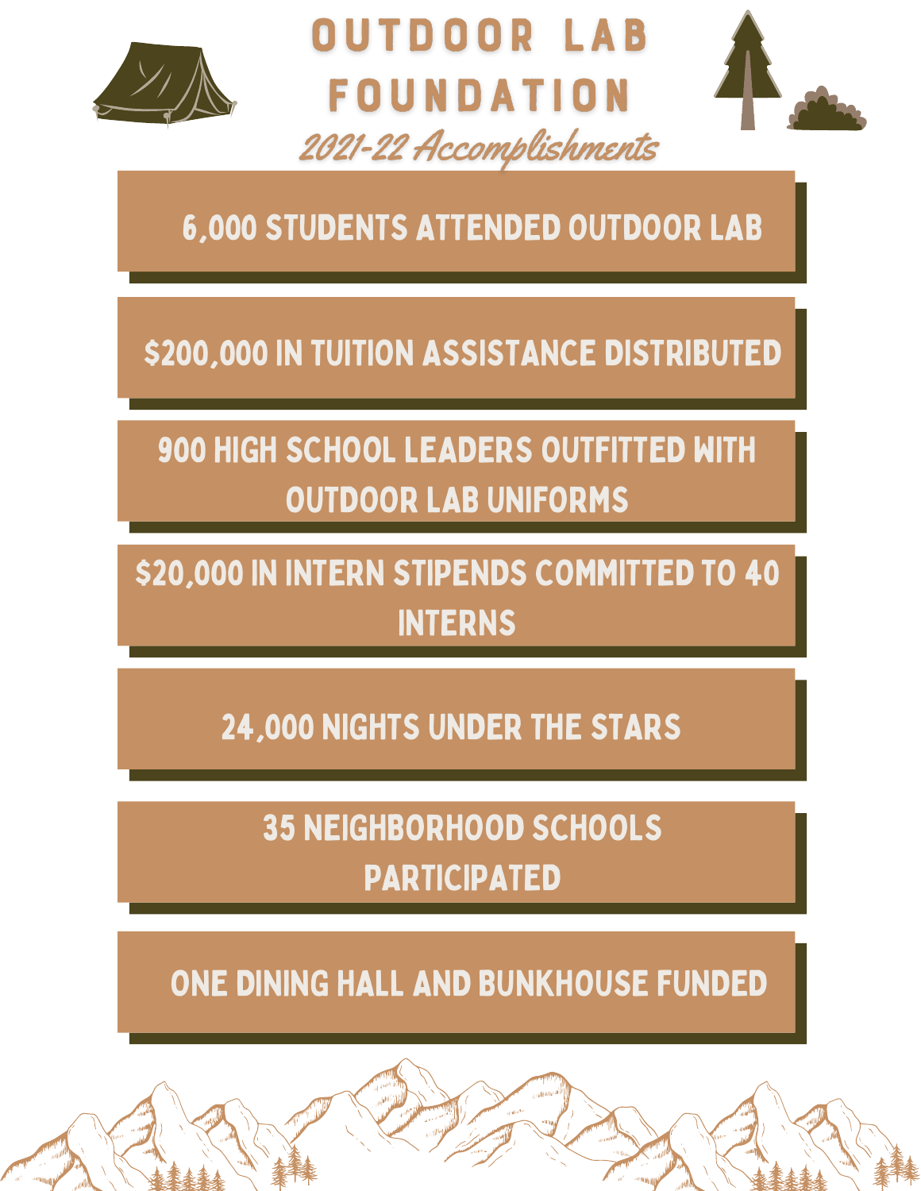# OUTDOOR LAB FOUNDATION

## *2021-22 Accomplishments*

- 6,000 STUDENTS ATTENDED OUTDOOR LAB
- $200,000 IN TUITION ASSISTANCE DISTRIBUTED
- 900 HIGH SCHOOL LEADERS OUTFITTED WITH OUTDOOR LAB UNIFORMS
- $20,000 IN INTERN STIPENDS COMMITTED TO 40 INTERNS
- 24,000 NIGHTS UNDER THE STARS
- 35 NEIGHBORHOOD SCHOOLS PARTICIPATED
- ONE DINING HALL AND BUNKHOUSE FUNDED